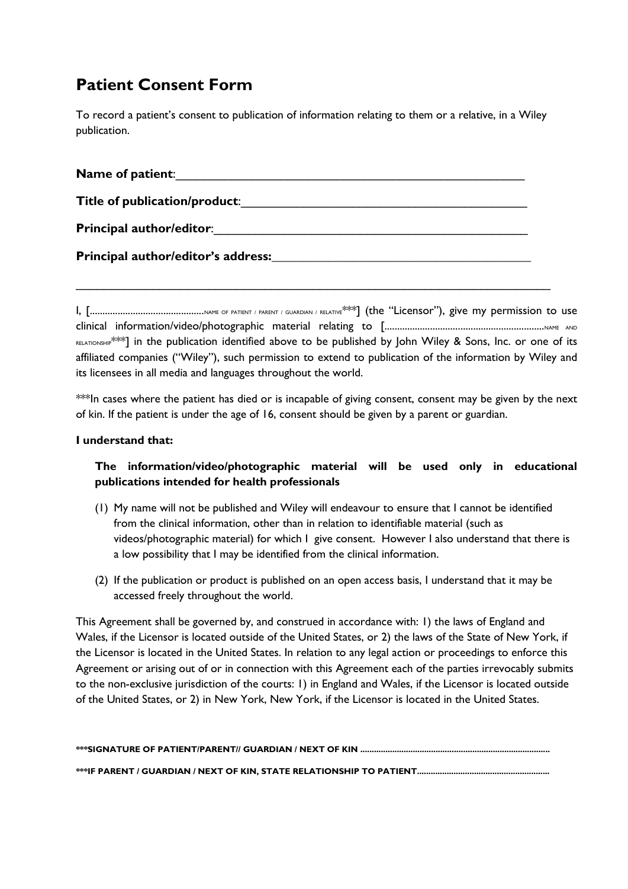# Patient Consent Form

To record a patient's consent to publication of information relating to them or a relative, in a Wiley publication.

**Name of patient**:\_\_\_\_\_\_\_\_\_\_\_\_\_\_\_\_\_\_\_\_\_\_\_\_\_\_\_\_\_\_\_\_\_\_\_\_\_\_\_\_\_\_\_\_\_\_\_\_\_\_\_\_

**Title of publication/product**:\_\_\_\_\_\_\_\_\_\_\_\_\_\_\_\_\_\_\_\_\_\_\_\_\_\_\_\_\_\_\_\_\_\_\_\_\_\_\_\_\_\_\_\_

**Principal author/editor**:\_\_\_\_\_\_\_\_\_\_\_\_\_\_\_\_\_\_\_\_\_\_\_\_\_\_\_\_\_\_\_\_\_\_\_\_\_\_\_\_\_\_\_\_\_\_\_\_

**Principal author/editor's address:**\_\_\_\_\_\_\_\_\_\_\_\_\_\_\_\_\_\_\_\_\_\_\_\_\_\_\_\_\_\_\_\_\_\_\_\_\_\_\_\_

\_\_\_\_\_\_\_\_\_\_\_\_\_\_\_\_\_\_\_\_\_\_\_\_\_\_\_\_\_\_\_\_\_\_\_\_\_\_\_\_\_\_\_\_\_\_\_\_\_\_\_\_\_\_\_\_\_\_\_\_\_\_\_\_\_\_\_\_\_\_\_\_\_\_

I, [............................................NAME OF PATIENT / PARENT / GUARDIAN / RELATIVE***] (the "Licensor"), give my permission to use clinical information/video/photographic material relating to [..............................................................NAME AND RELATIONSHIP***] in the publication identified above to be published by John Wiley & Sons, Inc. or one of its affiliated companies ("Wiley"), such permission to extend to publication of the information by Wiley and its licensees in all media and languages throughout the world.

***In cases where the patient has died or is incapable of giving consent, consent may be given by the next of kin. If the patient is under the age of 16, consent should be given by a parent or guardian.

**I understand that:**

**The information/video/photographic material will be used only in educational publications intended for health professionals**

(1) My name will not be published and Wiley will endeavour to ensure that I cannot be identified from the clinical information, other than in relation to identifiable material (such as videos/photographic material) for which I give consent. However I also understand that there is a low possibility that I may be identified from the clinical information.

(2) If the publication or product is published on an open access basis, I understand that it may be accessed freely throughout the world.

This Agreement shall be governed by, and construed in accordance with: 1) the laws of England and Wales, if the Licensor is located outside of the United States, or 2) the laws of the State of New York, if the Licensor is located in the United States. In relation to any legal action or proceedings to enforce this Agreement or arising out of or in connection with this Agreement each of the parties irrevocably submits to the non-exclusive jurisdiction of the courts: 1) in England and Wales, if the Licensor is located outside of the United States, or 2) in New York, New York, if the Licensor is located in the United States.

**\*\*\*SIGNATURE OF PATIENT/PARENT// GUARDIAN / NEXT OF KIN .................................................................................**

**\*\*\*IF PARENT / GUARDIAN / NEXT OF KIN, STATE RELATIONSHIP TO PATIENT.........................................................**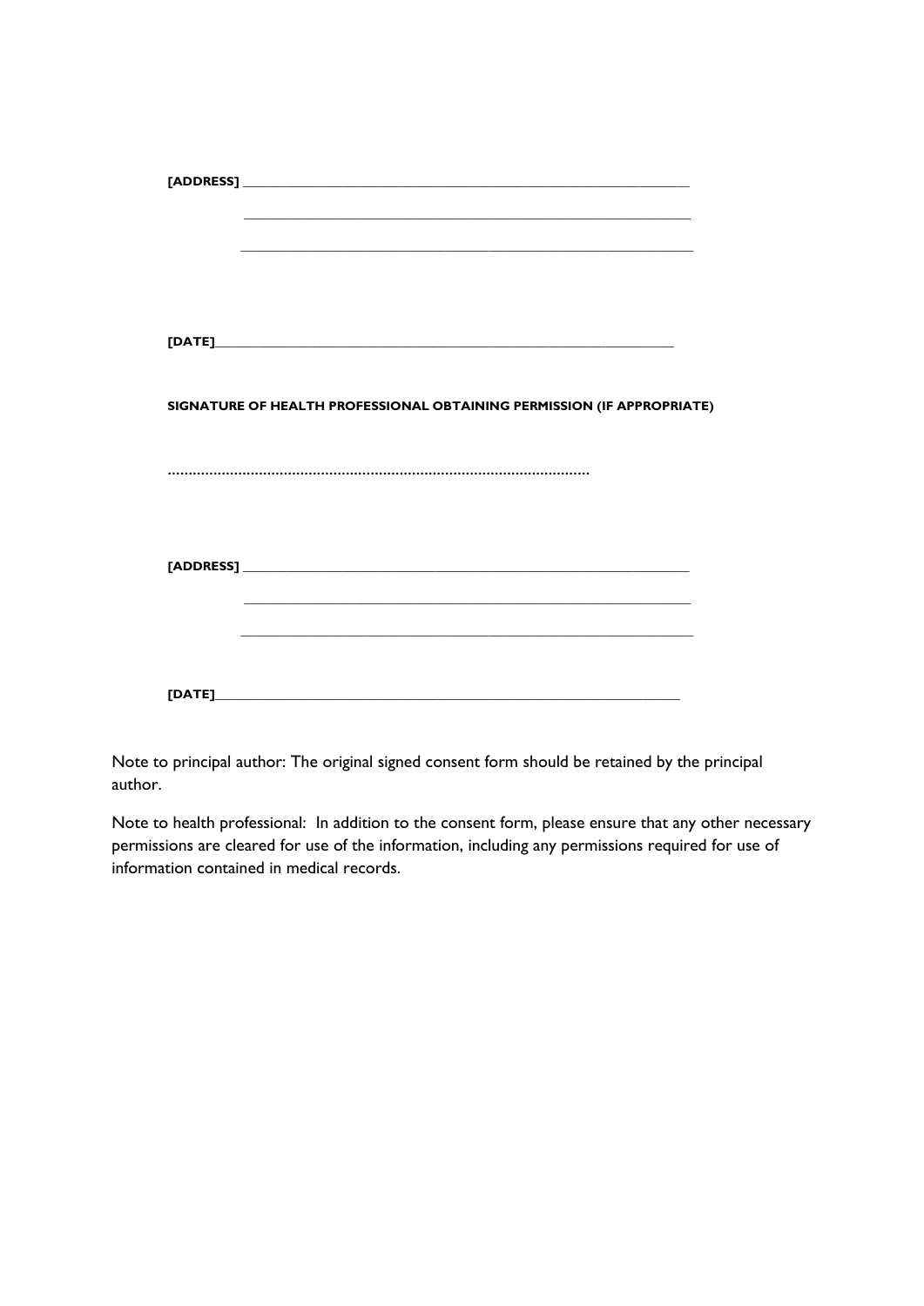**[ADDRESS]** ___________________________________________________________

___________________________________________________________

___________________________________________________________

**[DATE]**_____________________________________________________________

**SIGNATURE OF HEALTH PROFESSIONAL OBTAINING PERMISSION (IF APPROPRIATE)**

.....................................................................................................

**[ADDRESS]** ___________________________________________________________

___________________________________________________________

___________________________________________________________

**[DATE]**_____________________________________________________________

Note to principal author: The original signed consent form should be retained by the principal author.

Note to health professional: In addition to the consent form, please ensure that any other necessary permissions are cleared for use of the information, including any permissions required for use of information contained in medical records.